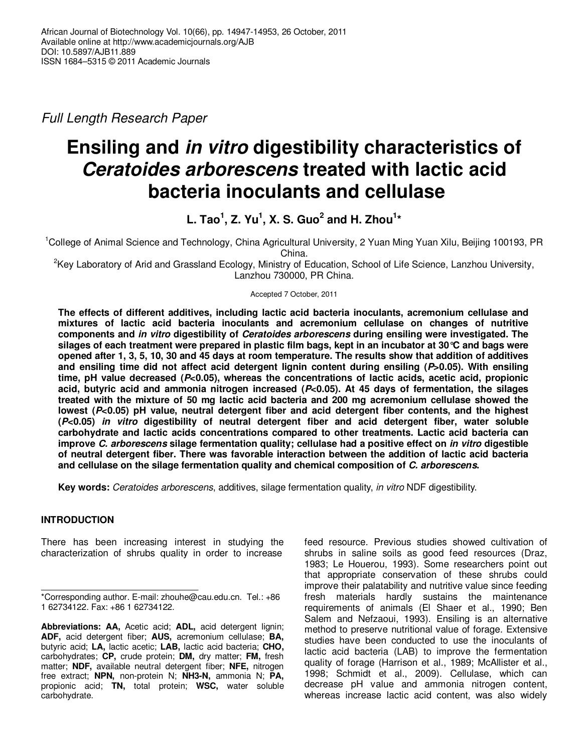African Journal of Biotechnology Vol. 10(66), pp. 14947-14953, 26 October, 2011
Available online at http://www.academicjournals.org/AJB
DOI: 10.5897/AJB11.889
ISSN 1684–5315 © 2011 Academic Journals

*Full Length Research Paper*

# Ensiling and *in vitro* digestibility characteristics of *Ceratoides arborescens* treated with lactic acid bacteria inoculants and cellulase

**L. Tao[1], Z. Yu[1], X. S. Guo[2] and H. Zhou[1]\***

[1]College of Animal Science and Technology, China Agricultural University, 2 Yuan Ming Yuan Xilu, Beijing 100193, PR China.

[2]Key Laboratory of Arid and Grassland Ecology, Ministry of Education, School of Life Science, Lanzhou University, Lanzhou 730000, PR China.

Accepted 7 October, 2011

**The effects of different additives, including lactic acid bacteria inoculants, acremonium cellulase and mixtures of lactic acid bacteria inoculants and acremonium cellulase on changes of nutritive components and *in vitro* digestibility of *Ceratoides arborescens* during ensiling were investigated. The silages of each treatment were prepared in plastic film bags, kept in an incubator at 30°C and bags were opened after 1, 3, 5, 10, 30 and 45 days at room temperature. The results show that addition of additives and ensiling time did not affect acid detergent lignin content during ensiling (*P*>0.05). With ensiling time, pH value decreased (*P*<0.05), whereas the concentrations of lactic acids, acetic acid, propionic acid, butyric acid and ammonia nitrogen increased (*P*<0.05). At 45 days of fermentation, the silages treated with the mixture of 50 mg lactic acid bacteria and 200 mg acremonium cellulase showed the lowest (*P*<0.05) pH value, neutral detergent fiber and acid detergent fiber contents, and the highest (*P*<0.05) *in vitro* digestibility of neutral detergent fiber and acid detergent fiber, water soluble carbohydrate and lactic acids concentrations compared to other treatments. Lactic acid bacteria can improve *C. arborescens* silage fermentation quality; cellulase had a positive effect on *in vitro* digestible of neutral detergent fiber. There was favorable interaction between the addition of lactic acid bacteria and cellulase on the silage fermentation quality and chemical composition of *C. arborescens*.**

**Key words:** *Ceratoides arborescens*, additives, silage fermentation quality, *in vitro* NDF digestibility.

## INTRODUCTION

There has been increasing interest in studying the characterization of shrubs quality in order to increase feed resource. Previous studies showed cultivation of shrubs in saline soils as good feed resources (Draz, 1983; Le Houerou, 1993). Some researchers point out that appropriate conservation of these shrubs could improve their palatability and nutritive value since feeding fresh materials hardly sustains the maintenance requirements of animals (El Shaer et al., 1990; Ben Salem and Nefzaoui, 1993). Ensiling is an alternative method to preserve nutritional value of forage. Extensive studies have been conducted to use the inoculants of lactic acid bacteria (LAB) to improve the fermentation quality of forage (Harrison et al., 1989; McAllister et al., 1998; Schmidt et al., 2009). Cellulase, which can decrease pH value and ammonia nitrogen content, whereas increase lactic acid content, was also widely

\*Corresponding author. E-mail: zhouhe@cau.edu.cn. Tel.: +86 1 62734122. Fax: +86 1 62734122.

**Abbreviations: AA,** Acetic acid; **ADL,** acid detergent lignin; **ADF,** acid detergent fiber; **AUS,** acremonium cellulase; **BA,** butyric acid; **LA,** lactic acetic; **LAB,** lactic acid bacteria; **CHO,** carbohydrates; **CP,** crude protein; **DM,** dry matter; **FM,** fresh matter; **NDF,** available neutral detergent fiber; **NFE,** nitrogen free extract; **NPN,** non-protein N; **NH3-N,** ammonia N; **PA,** propionic acid; **TN,** total protein; **WSC,** water soluble carbohydrate.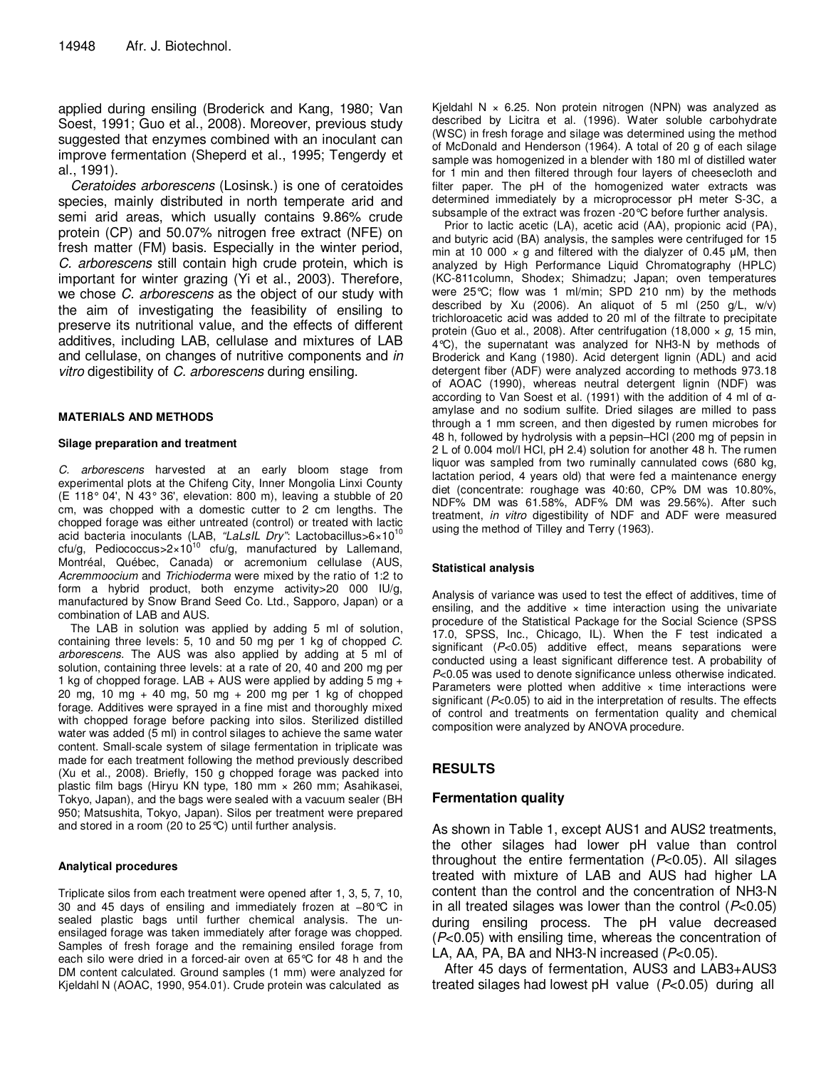applied during ensiling (Broderick and Kang, 1980; Van Soest, 1991; Guo et al., 2008). Moreover, previous study suggested that enzymes combined with an inoculant can improve fermentation (Sheperd et al., 1995; Tengerdy et al., 1991).

*Ceratoides arborescens* (Losinsk.) is one of ceratoides species, mainly distributed in north temperate arid and semi arid areas, which usually contains 9.86% crude protein (CP) and 50.07% nitrogen free extract (NFE) on fresh matter (FM) basis. Especially in the winter period, *C. arborescens* still contain high crude protein, which is important for winter grazing (Yi et al., 2003). Therefore, we chose *C. arborescens* as the object of our study with the aim of investigating the feasibility of ensiling to preserve its nutritional value, and the effects of different additives, including LAB, cellulase and mixtures of LAB and cellulase, on changes of nutritive components and *in vitro* digestibility of *C. arborescens* during ensiling.

## MATERIALS AND METHODS

### Silage preparation and treatment

*C. arborescens* harvested at an early bloom stage from experimental plots at the Chifeng City, Inner Mongolia Linxi County (E 118° 04', N 43° 36', elevation: 800 m), leaving a stubble of 20 cm, was chopped with a domestic cutter to 2 cm lengths. The chopped forage was either untreated (control) or treated with lactic acid bacteria inoculants (LAB, *"LaLsIL Dry"*: Lactobacillus>$6\times10^{10}$ cfu/g, Pediococcus>$2\times10^{10}$ cfu/g, manufactured by Lallemand, Montréal, Québec, Canada) or acremonium cellulase (AUS, *Acremmoocium* and *Trichioderma* were mixed by the ratio of 1:2 to form a hybrid product, both enzyme activity>20 000 IU/g, manufactured by Snow Brand Seed Co. Ltd., Sapporo, Japan) or a combination of LAB and AUS.

The LAB in solution was applied by adding 5 ml of solution, containing three levels: 5, 10 and 50 mg per 1 kg of chopped *C. arborescens*. The AUS was also applied by adding at 5 ml of solution, containing three levels: at a rate of 20, 40 and 200 mg per 1 kg of chopped forage. LAB + AUS were applied by adding 5 mg + 20 mg, 10 mg + 40 mg, 50 mg + 200 mg per 1 kg of chopped forage. Additives were sprayed in a fine mist and thoroughly mixed with chopped forage before packing into silos. Sterilized distilled water was added (5 ml) in control silages to achieve the same water content. Small-scale system of silage fermentation in triplicate was made for each treatment following the method previously described (Xu et al., 2008). Briefly, 150 g chopped forage was packed into plastic film bags (Hiryu KN type, 180 mm × 260 mm; Asahikasei, Tokyo, Japan), and the bags were sealed with a vacuum sealer (BH 950; Matsushita, Tokyo, Japan). Silos per treatment were prepared and stored in a room (20 to 25°C) until further analysis.

### Analytical procedures

Triplicate silos from each treatment were opened after 1, 3, 5, 7, 10, 30 and 45 days of ensiling and immediately frozen at −80°C in sealed plastic bags until further chemical analysis. The un-ensilaged forage was taken immediately after forage was chopped. Samples of fresh forage and the remaining ensiled forage from each silo were dried in a forced-air oven at 65°C for 48 h and the DM content calculated. Ground samples (1 mm) were analyzed for Kjeldahl N (AOAC, 1990, 954.01). Crude protein was calculated as Kjeldahl N × 6.25. Non protein nitrogen (NPN) was analyzed as described by Licitra et al. (1996). Water soluble carbohydrate (WSC) in fresh forage and silage was determined using the method of McDonald and Henderson (1964). A total of 20 g of each silage sample was homogenized in a blender with 180 ml of distilled water for 1 min and then filtered through four layers of cheesecloth and filter paper. The pH of the homogenized water extracts was determined immediately by a microprocessor pH meter S-3C, a subsample of the extract was frozen -20°C before further analysis.

Prior to lactic acetic (LA), acetic acid (AA), propionic acid (PA), and butyric acid (BA) analysis, the samples were centrifuged for 15 min at 10 000 × g and filtered with the dialyzer of 0.45 μM, then analyzed by High Performance Liquid Chromatography (HPLC) (KC-811column, Shodex; Shimadzu; Japan; oven temperatures were 25°C; flow was 1 ml/min; SPD 210 nm) by the methods described by Xu (2006). An aliquot of 5 ml (250 g/L, w/v) trichloroacetic acid was added to 20 ml of the filtrate to precipitate protein (Guo et al., 2008). After centrifugation (18,000 × *g*, 15 min, 4°C), the supernatant was analyzed for $NH_3$-N by methods of Broderick and Kang (1980). Acid detergent lignin (ADL) and acid detergent fiber (ADF) were analyzed according to methods 973.18 of AOAC (1990), whereas neutral detergent lignin (NDF) was according to Van Soest et al. (1991) with the addition of 4 ml of α-amylase and no sodium sulfite. Dried silages are milled to pass through a 1 mm screen, and then digested by rumen microbes for 48 h, followed by hydrolysis with a pepsin–HCl (200 mg of pepsin in 2 L of 0.004 mol/l HCl, pH 2.4) solution for another 48 h. The rumen liquor was sampled from two ruminally cannulated cows (680 kg, lactation period, 4 years old) that were fed a maintenance energy diet (concentrate: roughage was 40:60, CP% DM was 10.80%, NDF% DM was 61.58%, ADF% DM was 29.56%). After such treatment, *in vitro* digestibility of NDF and ADF were measured using the method of Tilley and Terry (1963).

### Statistical analysis

Analysis of variance was used to test the effect of additives, time of ensiling, and the additive × time interaction using the univariate procedure of the Statistical Package for the Social Science (SPSS 17.0, SPSS, Inc., Chicago, IL). When the F test indicated a significant ($P<0.05$) additive effect, means separations were conducted using a least significant difference test. A probability of $P<0.05$ was used to denote significance unless otherwise indicated. Parameters were plotted when additive × time interactions were significant ($P<0.05$) to aid in the interpretation of results. The effects of control and treatments on fermentation quality and chemical composition were analyzed by ANOVA procedure.

## RESULTS

### Fermentation quality

As shown in Table 1, except AUS1 and AUS2 treatments, the other silages had lower pH value than control throughout the entire fermentation ($P<0.05$). All silages treated with mixture of LAB and AUS had higher LA content than the control and the concentration of $NH_3$-N in all treated silages was lower than the control ($P<0.05$) during ensiling process. The pH value decreased ($P<0.05$) with ensiling time, whereas the concentration of LA, AA, PA, BA and $NH_3$-N increased ($P<0.05$).

After 45 days of fermentation, AUS3 and LAB3+AUS3 treated silages had lowest pH value ($P<0.05$) during all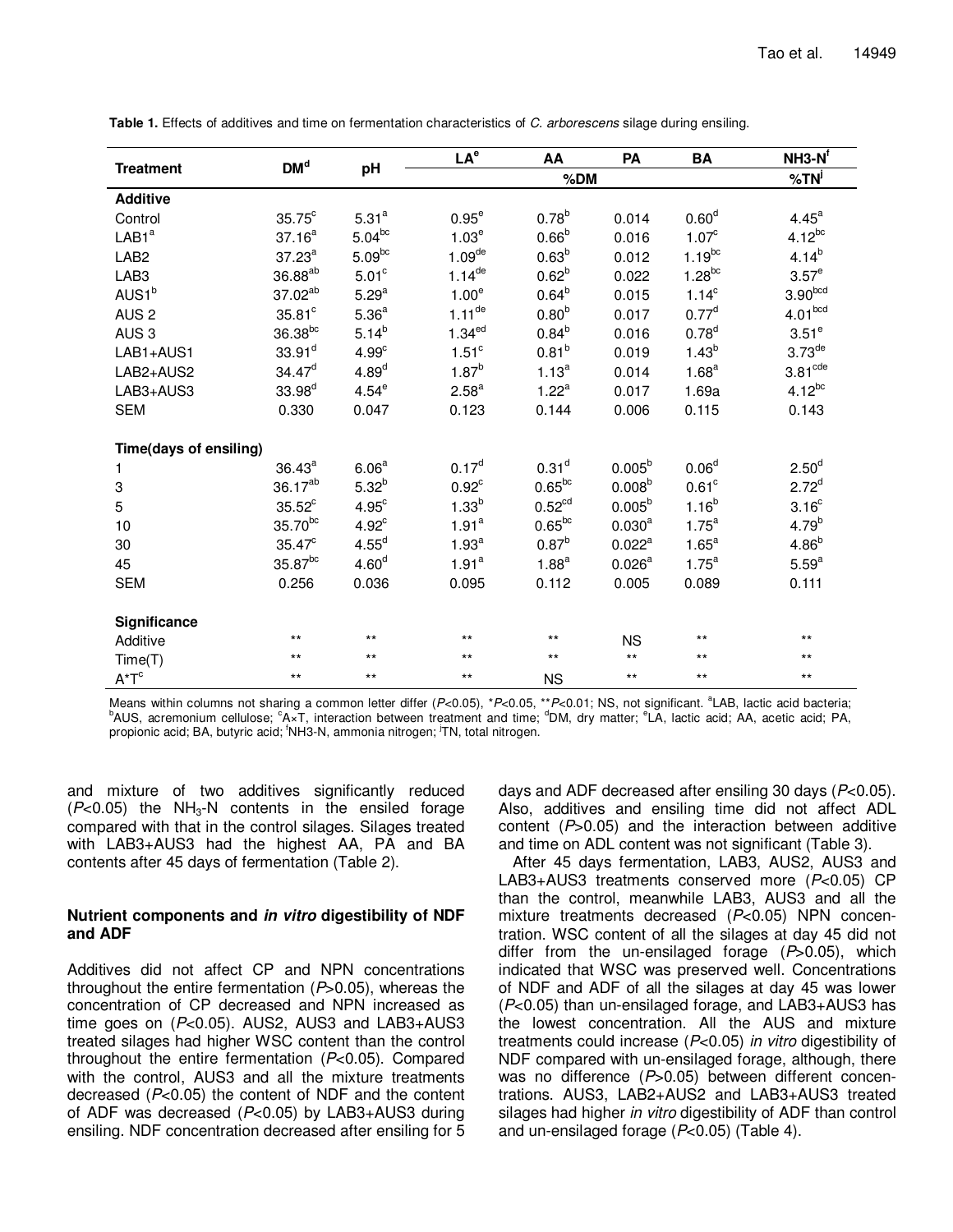**Table 1.** Effects of additives and time on fermentation characteristics of *C. arborescens* silage during ensiling.

| Treatment | DM[d] | pH | LA[e] | AA | PA | BA | NH3-N[f] |
|---|---|---|---|---|---|---|---|
| | | | %DM | | | | %TN[j] |
| **Additive** | | | | | | | |
| Control | 35.75[c] | 5.31[a] | 0.95[e] | 0.78[b] | 0.014 | 0.60[d] | 4.45[a] |
| LAB1[a] | 37.16[a] | 5.04[bc] | 1.03[e] | 0.66[b] | 0.016 | 1.07[c] | 4.12[bc] |
| LAB2 | 37.23[a] | 5.09[bc] | 1.09[de] | 0.63[b] | 0.012 | 1.19[bc] | 4.14[b] |
| LAB3 | 36.88[ab] | 5.01[c] | 1.14[de] | 0.62[b] | 0.022 | 1.28[bc] | 3.57[e] |
| AUS1[b] | 37.02[ab] | 5.29[a] | 1.00[e] | 0.64[b] | 0.015 | 1.14[c] | 3.90[bcd] |
| AUS 2 | 35.81[c] | 5.36[a] | 1.11[de] | 0.80[b] | 0.017 | 0.77[d] | 4.01[bcd] |
| AUS 3 | 36.38[bc] | 5.14[b] | 1.34[ed] | 0.84[b] | 0.016 | 0.78[d] | 3.51[e] |
| LAB1+AUS1 | 33.91[d] | 4.99[c] | 1.51[c] | 0.81[b] | 0.019 | 1.43[b] | 3.73[de] |
| LAB2+AUS2 | 34.47[d] | 4.89[d] | 1.87[b] | 1.13[a] | 0.014 | 1.68[a] | 3.81[cde] |
| LAB3+AUS3 | 33.98[d] | 4.54[e] | 2.58[a] | 1.22[a] | 0.017 | 1.69a | 4.12[bc] |
| SEM | 0.330 | 0.047 | 0.123 | 0.144 | 0.006 | 0.115 | 0.143 |
| **Time(days of ensiling)** | | | | | | | |
| 1 | 36.43[a] | 6.06[a] | 0.17[d] | 0.31[d] | 0.005[b] | 0.06[d] | 2.50[d] |
| 3 | 36.17[ab] | 5.32[b] | 0.92[c] | 0.65[bc] | 0.008[b] | 0.61[c] | 2.72[d] |
| 5 | 35.52[c] | 4.95[c] | 1.33[b] | 0.52[cd] | 0.005[b] | 1.16[b] | 3.16[c] |
| 10 | 35.70[bc] | 4.92[c] | 1.91[a] | 0.65[bc] | 0.030[a] | 1.75[a] | 4.79[b] |
| 30 | 35.47[c] | 4.55[d] | 1.93[a] | 0.87[b] | 0.022[a] | 1.65[a] | 4.86[b] |
| 45 | 35.87[bc] | 4.60[d] | 1.91[a] | 1.88[a] | 0.026[a] | 1.75[a] | 5.59[a] |
| SEM | 0.256 | 0.036 | 0.095 | 0.112 | 0.005 | 0.089 | 0.111 |
| **Significance** | | | | | | | |
| Additive | ** | ** | ** | ** | NS | ** | ** |
| Time(T) | ** | ** | ** | ** | ** | ** | ** |
| A*T[c] | ** | ** | ** | NS | ** | ** | ** |

Means within columns not sharing a common letter differ ($P$<0.05), *$P$<0.05, **$P$<0.01; NS, not significant. [a]LAB, lactic acid bacteria; [b]AUS, acremonium cellulose; [c]A×T, interaction between treatment and time; [d]DM, dry matter; [e]LA, lactic acid; AA, acetic acid; PA, propionic acid; BA, butyric acid; [f]NH3-N, ammonia nitrogen; [j]TN, total nitrogen.

and mixture of two additives significantly reduced ($P$<0.05) the $NH_3$-N contents in the ensiled forage compared with that in the control silages. Silages treated with LAB3+AUS3 had the highest AA, PA and BA contents after 45 days of fermentation (Table 2).

### Nutrient components and *in vitro* digestibility of NDF and ADF

Additives did not affect CP and NPN concentrations throughout the entire fermentation ($P$>0.05), whereas the concentration of CP decreased and NPN increased as time goes on ($P$<0.05). AUS2, AUS3 and LAB3+AUS3 treated silages had higher WSC content than the control throughout the entire fermentation ($P$<0.05). Compared with the control, AUS3 and all the mixture treatments decreased ($P$<0.05) the content of NDF and the content of ADF was decreased ($P$<0.05) by LAB3+AUS3 during ensiling. NDF concentration decreased after ensiling for 5 days and ADF decreased after ensiling 30 days ($P$<0.05). Also, additives and ensiling time did not affect ADL content ($P$>0.05) and the interaction between additive and time on ADL content was not significant (Table 3).

After 45 days fermentation, LAB3, AUS2, AUS3 and LAB3+AUS3 treatments conserved more ($P$<0.05) CP than the control, meanwhile LAB3, AUS3 and all the mixture treatments decreased ($P$<0.05) NPN concentration. WSC content of all the silages at day 45 did not differ from the un-ensilaged forage ($P$>0.05), which indicated that WSC was preserved well. Concentrations of NDF and ADF of all the silages at day 45 was lower ($P$<0.05) than un-ensilaged forage, and LAB3+AUS3 has the lowest concentration. All the AUS and mixture treatments could increase ($P$<0.05) *in vitro* digestibility of NDF compared with un-ensilaged forage, although, there was no difference ($P$>0.05) between different concentrations. AUS3, LAB2+AUS2 and LAB3+AUS3 treated silages had higher *in vitro* digestibility of ADF than control and un-ensilaged forage ($P$<0.05) (Table 4).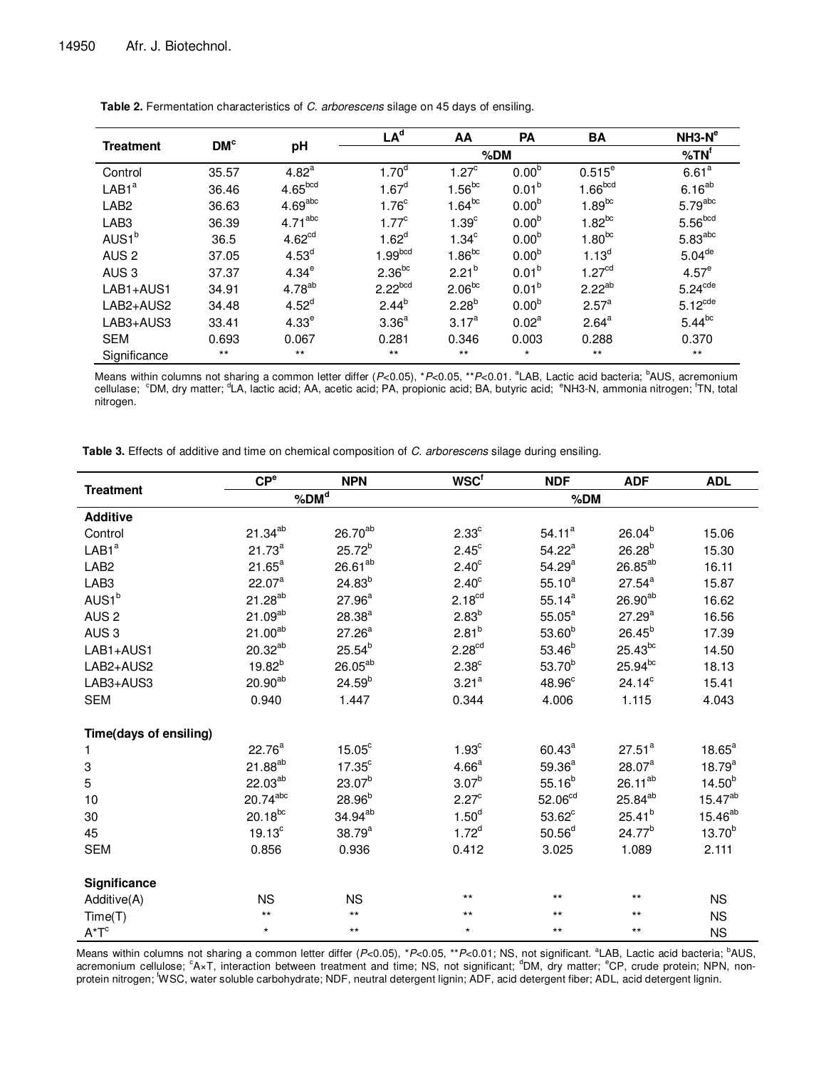**Table 2.** Fermentation characteristics of *C. arborescens* silage on 45 days of ensiling.

| Treatment | DM[c] | pH | LA[d] | AA | PA | BA | NH3-N[e] |
|---|---|---|---|---|---|---|---|
| | | | %DM | | | | %TN[f] |
| Control | 35.57 | 4.82[a] | 1.70[d] | 1.27[c] | 0.00[b] | 0.515[e] | 6.61[a] |
| LAB1[a] | 36.46 | 4.65[bcd] | 1.67[d] | 1.56[bc] | 0.01[b] | 1.66[bcd] | 6.16[ab] |
| LAB2 | 36.63 | 4.69[abc] | 1.76[c] | 1.64[bc] | 0.00[b] | 1.89[bc] | 5.79[abc] |
| LAB3 | 36.39 | 4.71[abc] | 1.77[c] | 1.39[c] | 0.00[b] | 1.82[bc] | 5.56[bcd] |
| AUS1[b] | 36.5 | 4.62[cd] | 1.62[d] | 1.34[c] | 0.00[b] | 1.80[bc] | 5.83[abc] |
| AUS 2 | 37.05 | 4.53[d] | 1.99[bcd] | 1.86[bc] | 0.00[b] | 1.13[d] | 5.04[de] |
| AUS 3 | 37.37 | 4.34[e] | 2.36[bc] | 2.21[b] | 0.01[b] | 1.27[cd] | 4.57[e] |
| LAB1+AUS1 | 34.91 | 4.78[ab] | 2.22[bcd] | 2.06[bc] | 0.01[b] | 2.22[ab] | 5.24[cde] |
| LAB2+AUS2 | 34.48 | 4.52[d] | 2.44[b] | 2.28[b] | 0.00[b] | 2.57[a] | 5.12[cde] |
| LAB3+AUS3 | 33.41 | 4.33[e] | 3.36[a] | 3.17[a] | 0.02[a] | 2.64[a] | 5.44[bc] |
| SEM | 0.693 | 0.067 | 0.281 | 0.346 | 0.003 | 0.288 | 0.370 |
| Significance | ** | ** | ** | ** | * | ** | ** |

Means within columns not sharing a common letter differ ($P<0.05$), *$P<0.05$, **$P<0.01$. [a]LAB, Lactic acid bacteria; [b]AUS, acremonium cellulase; [c]DM, dry matter; [d]LA, lactic acid; AA, acetic acid; PA, propionic acid; BA, butyric acid; [e]NH3-N, ammonia nitrogen; [f]TN, total nitrogen.

**Table 3.** Effects of additive and time on chemical composition of *C. arborescens* silage during ensiling.

| Treatment | CP[e] | NPN | WSC[f] | NDF | ADF | ADL |
|---|---|---|---|---|---|---|
| | %DM[d] | | %DM | | | |
| **Additive** | | | | | | |
| Control | 21.34[ab] | 26.70[ab] | 2.33[c] | 54.11[a] | 26.04[b] | 15.06 |
| LAB1[a] | 21.73[a] | 25.72[b] | 2.45[c] | 54.22[a] | 26.28[b] | 15.30 |
| LAB2 | 21.65[a] | 26.61[ab] | 2.40[c] | 54.29[a] | 26.85[ab] | 16.11 |
| LAB3 | 22.07[a] | 24.83[b] | 2.40[c] | 55.10[a] | 27.54[a] | 15.87 |
| AUS1[b] | 21.28[ab] | 27.96[a] | 2.18[cd] | 55.14[a] | 26.90[ab] | 16.62 |
| AUS 2 | 21.09[ab] | 28.38[a] | 2.83[b] | 55.05[a] | 27.29[a] | 16.56 |
| AUS 3 | 21.00[ab] | 27.26[a] | 2.81[b] | 53.60[b] | 26.45[b] | 17.39 |
| LAB1+AUS1 | 20.32[ab] | 25.54[b] | 2.28[cd] | 53.46[b] | 25.43[bc] | 14.50 |
| LAB2+AUS2 | 19.82[b] | 26.05[ab] | 2.38[c] | 53.70[b] | 25.94[bc] | 18.13 |
| LAB3+AUS3 | 20.90[ab] | 24.59[b] | 3.21[a] | 48.96[c] | 24.14[c] | 15.41 |
| SEM | 0.940 | 1.447 | 0.344 | 4.006 | 1.115 | 4.043 |
| **Time(days of ensiling)** | | | | | | |
| 1 | 22.76[a] | 15.05[c] | 1.93[c] | 60.43[a] | 27.51[a] | 18.65[a] |
| 3 | 21.88[ab] | 17.35[c] | 4.66[a] | 59.36[a] | 28.07[a] | 18.79[a] |
| 5 | 22.03[ab] | 23.07[b] | 3.07[b] | 55.16[b] | 26.11[ab] | 14.50[b] |
| 10 | 20.74[abc] | 28.96[b] | 2.27[c] | 52.06[cd] | 25.84[ab] | 15.47[ab] |
| 30 | 20.18[bc] | 34.94[ab] | 1.50[d] | 53.62[c] | 25.41[b] | 15.46[ab] |
| 45 | 19.13[c] | 38.79[a] | 1.72[d] | 50.56[d] | 24.77[b] | 13.70[b] |
| SEM | 0.856 | 0.936 | 0.412 | 3.025 | 1.089 | 2.111 |
| **Significance** | | | | | | |
| Additive(A) | NS | NS | ** | ** | ** | NS |
| Time(T) | ** | ** | ** | ** | ** | NS |
| A*T[c] | * | ** | * | ** | ** | NS |

Means within columns not sharing a common letter differ ($P<0.05$), *$P<0.05$, **$P<0.01$; NS, not significant. [a]LAB, Lactic acid bacteria; [b]AUS, acremonium cellulose; [c]A×T, interaction between treatment and time; NS, not significant; [d]DM, dry matter; [e]CP, crude protein; NPN, non-protein nitrogen; [f]WSC, water soluble carbohydrate; NDF, neutral detergent lignin; ADF, acid detergent fiber; ADL, acid detergent lignin.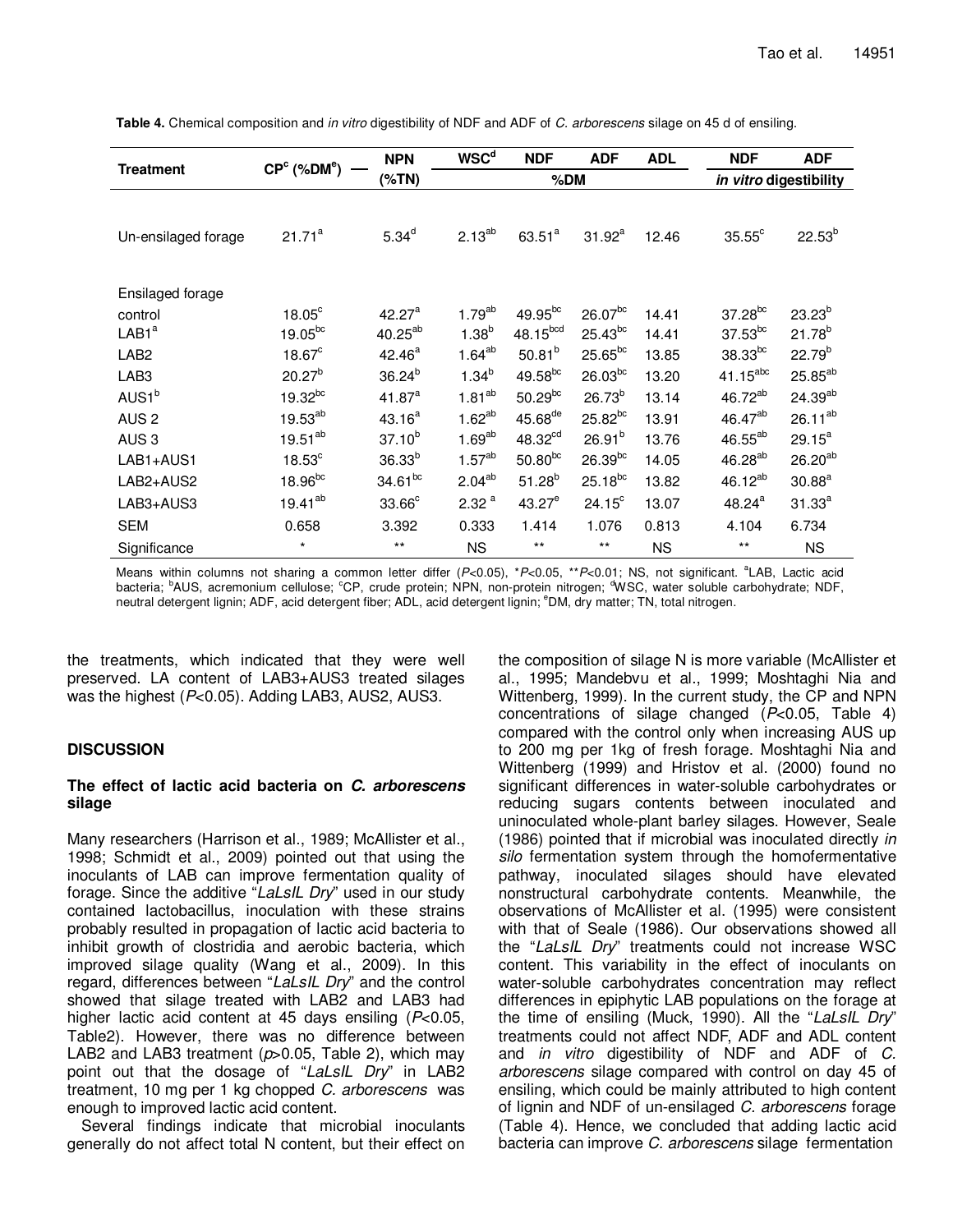**Table 4.** Chemical composition and *in vitro* digestibility of NDF and ADF of *C. arborescens* silage on 45 d of ensiling.

| Treatment | CP[c] (%DM[e]) | NPN (%TN) | WSC[d] | NDF | ADF | ADL | NDF | ADF |
|---|---|---|---|---|---|---|---|---|
| | | | %DM | | | | *in vitro* digestibility | |
| Un-ensilaged forage | 21.71[a] | 5.34[d] | 2.13[ab] | 63.51[a] | 31.92[a] | 12.46 | 35.55[c] | 22.53[b] |
| Ensilaged forage | | | | | | | | |
| control | 18.05[c] | 42.27[a] | 1.79[ab] | 49.95[bc] | 26.07[bc] | 14.41 | 37.28[bc] | 23.23[b] |
| LAB1[a] | 19.05[bc] | 40.25[ab] | 1.38[b] | 48.15[bcd] | 25.43[bc] | 14.41 | 37.53[bc] | 21.78[b] |
| LAB2 | 18.67[c] | 42.46[a] | 1.64[ab] | 50.81[b] | 25.65[bc] | 13.85 | 38.33[bc] | 22.79[b] |
| LAB3 | 20.27[b] | 36.24[b] | 1.34[b] | 49.58[bc] | 26.03[bc] | 13.20 | 41.15[abc] | 25.85[ab] |
| AUS1[b] | 19.32[bc] | 41.87[a] | 1.81[ab] | 50.29[bc] | 26.73[b] | 13.14 | 46.72[ab] | 24.39[ab] |
| AUS 2 | 19.53[ab] | 43.16[a] | 1.62[ab] | 45.68[de] | 25.82[bc] | 13.91 | 46.47[ab] | 26.11[ab] |
| AUS 3 | 19.51[ab] | 37.10[b] | 1.69[ab] | 48.32[cd] | 26.91[b] | 13.76 | 46.55[ab] | 29.15[a] |
| LAB1+AUS1 | 18.53[c] | 36.33[b] | 1.57[ab] | 50.80[bc] | 26.39[bc] | 14.05 | 46.28[ab] | 26.20[ab] |
| LAB2+AUS2 | 18.96[bc] | 34.61[bc] | 2.04[ab] | 51.28[b] | 25.18[bc] | 13.82 | 46.12[ab] | 30.88[a] |
| LAB3+AUS3 | 19.41[ab] | 33.66[c] | 2.32[a] | 43.27[e] | 24.15[c] | 13.07 | 48.24[a] | 31.33[a] |
| SEM | 0.658 | 3.392 | 0.333 | 1.414 | 1.076 | 0.813 | 4.104 | 6.734 |
| Significance | * | ** | NS | ** | ** | NS | ** | NS |

Means within columns not sharing a common letter differ ($P<0.05$), *$P<0.05$, **$P<0.01$; NS, not significant. [a]LAB, Lactic acid bacteria; [b]AUS, acremonium cellulose; [c]CP, crude protein; NPN, non-protein nitrogen; [d]WSC, water soluble carbohydrate; NDF, neutral detergent lignin; ADF, acid detergent fiber; ADL, acid detergent lignin; [e]DM, dry matter; TN, total nitrogen.

the treatments, which indicated that they were well preserved. LA content of LAB3+AUS3 treated silages was the highest ($P<0.05$). Adding LAB3, AUS2, AUS3.

## DISCUSSION

### The effect of lactic acid bacteria on *C. arborescens* silage

Many researchers (Harrison et al., 1989; McAllister et al., 1998; Schmidt et al., 2009) pointed out that using the inoculants of LAB can improve fermentation quality of forage. Since the additive "*LaLsIL Dry*" used in our study contained lactobacillus, inoculation with these strains probably resulted in propagation of lactic acid bacteria to inhibit growth of clostridia and aerobic bacteria, which improved silage quality (Wang et al., 2009). In this regard, differences between "*LaLsIL Dry*" and the control showed that silage treated with LAB2 and LAB3 had higher lactic acid content at 45 days ensiling ($P<0.05$, Table2). However, there was no difference between LAB2 and LAB3 treatment ($p>0.05$, Table 2), which may point out that the dosage of "*LaLsIL Dry*" in LAB2 treatment, 10 mg per 1 kg chopped *C. arborescens* was enough to improved lactic acid content.

Several findings indicate that microbial inoculants generally do not affect total N content, but their effect on the composition of silage N is more variable (McAllister et al., 1995; Mandebvu et al., 1999; Moshtaghi Nia and Wittenberg, 1999). In the current study, the CP and NPN concentrations of silage changed ($P<0.05$, Table 4) compared with the control only when increasing AUS up to 200 mg per 1kg of fresh forage. Moshtaghi Nia and Wittenberg (1999) and Hristov et al. (2000) found no significant differences in water-soluble carbohydrates or reducing sugars contents between inoculated and uninoculated whole-plant barley silages. However, Seale (1986) pointed that if microbial was inoculated directly *in silo* fermentation system through the homofermentative pathway, inoculated silages should have elevated nonstructural carbohydrate contents. Meanwhile, the observations of McAllister et al. (1995) were consistent with that of Seale (1986). Our observations showed all the "*LaLsIL Dry*" treatments could not increase WSC content. This variability in the effect of inoculants on water-soluble carbohydrates concentration may reflect differences in epiphytic LAB populations on the forage at the time of ensiling (Muck, 1990). All the "*LaLsIL Dry*" treatments could not affect NDF, ADF and ADL content and *in vitro* digestibility of NDF and ADF of *C. arborescens* silage compared with control on day 45 of ensiling, which could be mainly attributed to high content of lignin and NDF of un-ensilaged *C. arborescens* forage (Table 4). Hence, we concluded that adding lactic acid bacteria can improve *C. arborescens* silage fermentation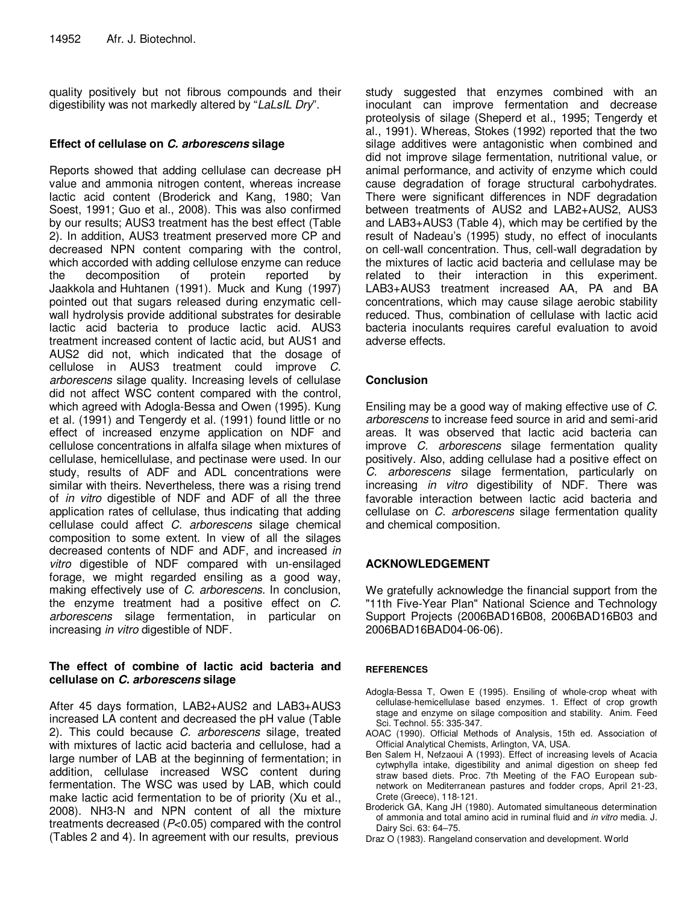quality positively but not fibrous compounds and their digestibility was not markedly altered by "*LaLsIL Dry*".

### Effect of cellulase on *C. arborescens* silage

Reports showed that adding cellulase can decrease pH value and ammonia nitrogen content, whereas increase lactic acid content (Broderick and Kang, 1980; Van Soest, 1991; Guo et al., 2008). This was also confirmed by our results; AUS3 treatment has the best effect (Table 2). In addition, AUS3 treatment preserved more CP and decreased NPN content comparing with the control, which accorded with adding cellulose enzyme can reduce the decomposition of protein reported by Jaakkola and Huhtanen (1991). Muck and Kung (1997) pointed out that sugars released during enzymatic cell-wall hydrolysis provide additional substrates for desirable lactic acid bacteria to produce lactic acid. AUS3 treatment increased content of lactic acid, but AUS1 and AUS2 did not, which indicated that the dosage of cellulose in AUS3 treatment could improve *C. arborescens* silage quality. Increasing levels of cellulase did not affect WSC content compared with the control, which agreed with Adogla-Bessa and Owen (1995). Kung et al. (1991) and Tengerdy et al. (1991) found little or no effect of increased enzyme application on NDF and cellulose concentrations in alfalfa silage when mixtures of cellulase, hemicellulase, and pectinase were used. In our study, results of ADF and ADL concentrations were similar with theirs. Nevertheless, there was a rising trend of *in vitro* digestible of NDF and ADF of all the three application rates of cellulase, thus indicating that adding cellulase could affect *C. arborescens* silage chemical composition to some extent. In view of all the silages decreased contents of NDF and ADF, and increased *in vitro* digestible of NDF compared with un-ensilaged forage, we might regarded ensiling as a good way, making effectively use of *C. arborescens*. In conclusion, the enzyme treatment had a positive effect on *C. arborescens* silage fermentation, in particular on increasing *in vitro* digestible of NDF.

### The effect of combine of lactic acid bacteria and cellulase on *C. arborescens* silage

After 45 days formation, LAB2+AUS2 and LAB3+AUS3 increased LA content and decreased the pH value (Table 2). This could because *C. arborescens* silage, treated with mixtures of lactic acid bacteria and cellulose, had a large number of LAB at the beginning of fermentation; in addition, cellulase increased WSC content during fermentation. The WSC was used by LAB, which could make lactic acid fermentation to be of priority (Xu et al., 2008). $NH_3$-N and NPN content of all the mixture treatments decreased ($P<0.05$) compared with the control (Tables 2 and 4). In agreement with our results, previous study suggested that enzymes combined with an inoculant can improve fermentation and decrease proteolysis of silage (Sheperd et al., 1995; Tengerdy et al., 1991). Whereas, Stokes (1992) reported that the two silage additives were antagonistic when combined and did not improve silage fermentation, nutritional value, or animal performance, and activity of enzyme which could cause degradation of forage structural carbohydrates. There were significant differences in NDF degradation between treatments of AUS2 and LAB2+AUS2, AUS3 and LAB3+AUS3 (Table 4), which may be certified by the result of Nadeau's (1995) study, no effect of inoculants on cell-wall concentration. Thus, cell-wall degradation by the mixtures of lactic acid bacteria and cellulase may be related to their interaction in this experiment. LAB3+AUS3 treatment increased AA, PA and BA concentrations, which may cause silage aerobic stability reduced. Thus, combination of cellulase with lactic acid bacteria inoculants requires careful evaluation to avoid adverse effects.

## Conclusion

Ensiling may be a good way of making effective use of *C. arborescens* to increase feed source in arid and semi-arid areas. It was observed that lactic acid bacteria can improve *C. arborescens* silage fermentation quality positively. Also, adding cellulase had a positive effect on *C. arborescens* silage fermentation, particularly on increasing *in vitro* digestibility of NDF. There was favorable interaction between lactic acid bacteria and cellulase on *C. arborescens* silage fermentation quality and chemical composition.

## ACKNOWLEDGEMENT

We gratefully acknowledge the financial support from the "11th Five-Year Plan" National Science and Technology Support Projects (2006BAD16B08, 2006BAD16B03 and 2006BAD16BAD04-06-06).

## REFERENCES

Adogla-Bessa T, Owen E (1995). Ensiling of whole-crop wheat with cellulase-hemicellulase based enzymes. 1. Effect of crop growth stage and enzyme on silage composition and stability. Anim. Feed Sci. Technol. 55: 335-347.

AOAC (1990). Official Methods of Analysis, 15th ed. Association of Official Analytical Chemists, Arlington, VA, USA.

Ben Salem H, Nefzaoui A (1993). Effect of increasing levels of Acacia cytwphylla intake, digestibility and animal digestion on sheep fed straw based diets. Proc. 7th Meeting of the FAO European sub-network on Mediterranean pastures and fodder crops, April 21-23, Crete (Greece), 118-121.

Broderick GA, Kang JH (1980). Automated simultaneous determination of ammonia and total amino acid in ruminal fluid and *in vitro* media. J. Dairy Sci. 63: 64–75.

Draz O (1983). Rangeland conservation and development. World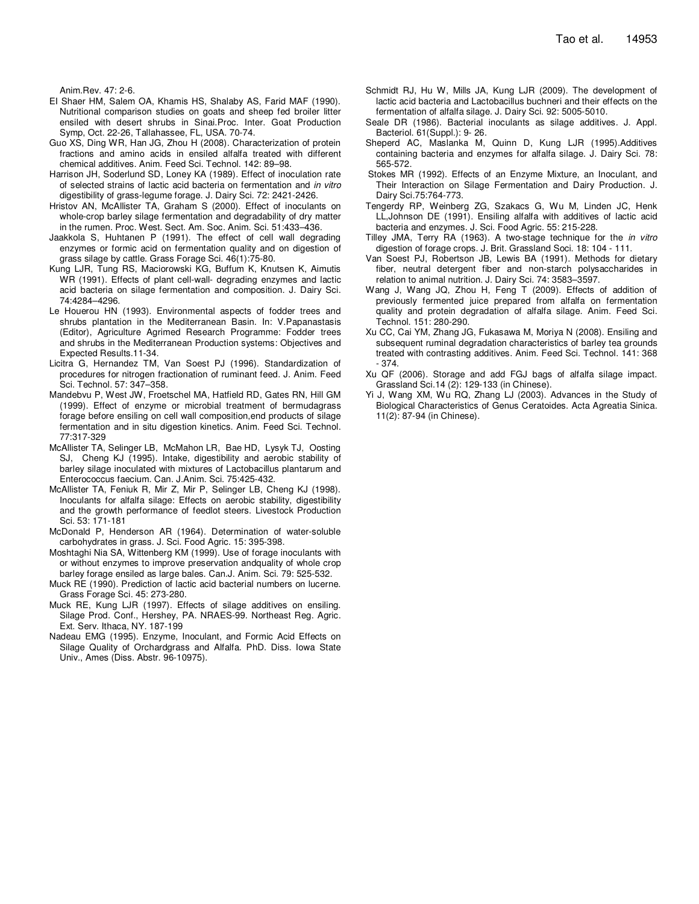Anim.Rev. 47: 2-6.

El Shaer HM, Salem OA, Khamis HS, Shalaby AS, Farid MAF (1990). Nutritional comparison studies on goats and sheep fed broiler litter ensiled with desert shrubs in Sinai.Proc. Inter. Goat Production Symp, Oct. 22-26, Tallahassee, FL, USA. 70-74.

Guo XS, Ding WR, Han JG, Zhou H (2008). Characterization of protein fractions and amino acids in ensiled alfalfa treated with different chemical additives. Anim. Feed Sci. Technol. 142: 89–98.

Harrison JH, Soderlund SD, Loney KA (1989). Effect of inoculation rate of selected strains of lactic acid bacteria on fermentation and *in vitro* digestibility of grass-legume forage. J. Dairy Sci. 72: 2421-2426.

Hristov AN, McAllister TA, Graham S (2000). Effect of inoculants on whole-crop barley silage fermentation and degradability of dry matter in the rumen. Proc. West. Sect. Am. Soc. Anim. Sci. 51:433–436.

Jaakkola S, Huhtanen P (1991). The effect of cell wall degrading enzymes or formic acid on fermentation quality and on digestion of grass silage by cattle. Grass Forage Sci. 46(1):75-80.

Kung LJR, Tung RS, Maciorowski KG, Buffum K, Knutsen K, Aimutis WR (1991). Effects of plant cell-wall- degrading enzymes and lactic acid bacteria on silage fermentation and composition. J. Dairy Sci. 74:4284–4296.

Le Houerou HN (1993). Environmental aspects of fodder trees and shrubs plantation in the Mediterranean Basin. In: V.Papanastasis (Editor), Agriculture Agrimed Research Programme: Fodder trees and shrubs in the Mediterranean Production systems: Objectives and Expected Results.11-34.

Licitra G, Hernandez TM, Van Soest PJ (1996). Standardization of procedures for nitrogen fractionation of ruminant feed. J. Anim. Feed Sci. Technol. 57: 347–358.

Mandebvu P, West JW, Froetschel MA, Hatfield RD, Gates RN, Hill GM (1999). Effect of enzyme or microbial treatment of bermudagrass forage before ensiling on cell wall composition,end products of silage fermentation and in situ digestion kinetics. Anim. Feed Sci. Technol. 77:317-329

McAllister TA, Selinger LB, McMahon LR, Bae HD, Lysyk TJ, Oosting SJ, Cheng KJ (1995). Intake, digestibility and aerobic stability of barley silage inoculated with mixtures of Lactobacillus plantarum and Enterococcus faecium. Can. J.Anim. Sci. 75:425-432.

McAllister TA, Feniuk R, Mir Z, Mir P, Selinger LB, Cheng KJ (1998). Inoculants for alfalfa silage: Effects on aerobic stability, digestibility and the growth performance of feedlot steers. Livestock Production Sci. 53: 171-181

McDonald P, Henderson AR (1964). Determination of water-soluble carbohydrates in grass. J. Sci. Food Agric. 15: 395-398.

Moshtaghi Nia SA, Wittenberg KM (1999). Use of forage inoculants with or without enzymes to improve preservation andquality of whole crop barley forage ensiled as large bales. Can.J. Anim. Sci. 79: 525-532.

Muck RE (1990). Prediction of lactic acid bacterial numbers on lucerne. Grass Forage Sci. 45: 273-280.

Muck RE, Kung LJR (1997). Effects of silage additives on ensiling. Silage Prod. Conf., Hershey, PA. NRAES-99. Northeast Reg. Agric. Ext. Serv. Ithaca, NY. 187-199

Nadeau EMG (1995). Enzyme, Inoculant, and Formic Acid Effects on Silage Quality of Orchardgrass and Alfalfa. PhD. Diss. Iowa State Univ., Ames (Diss. Abstr. 96-10975).

Schmidt RJ, Hu W, Mills JA, Kung LJR (2009). The development of lactic acid bacteria and Lactobacillus buchneri and their effects on the fermentation of alfalfa silage. J. Dairy Sci. 92: 5005-5010.

Seale DR (1986). Bacterial inoculants as silage additives. J. Appl. Bacteriol. 61(Suppl.): 9- 26.

Sheperd AC, Maslanka M, Quinn D, Kung LJR (1995).Additives containing bacteria and enzymes for alfalfa silage. J. Dairy Sci. 78: 565-572.

Stokes MR (1992). Effects of an Enzyme Mixture, an Inoculant, and Their Interaction on Silage Fermentation and Dairy Production. J. Dairy Sci.75:764-773.

Tengerdy RP, Weinberg ZG, Szakacs G, Wu M, Linden JC, Henk LL,Johnson DE (1991). Ensiling alfalfa with additives of lactic acid bacteria and enzymes. J. Sci. Food Agric. 55: 215-228.

Tilley JMA, Terry RA (1963). A two-stage technique for the *in vitro* digestion of forage crops. J. Brit. Grassland Soci. 18: 104 - 111.

Van Soest PJ, Robertson JB, Lewis BA (1991). Methods for dietary fiber, neutral detergent fiber and non-starch polysaccharides in relation to animal nutrition. J. Dairy Sci. 74: 3583–3597.

Wang J, Wang JQ, Zhou H, Feng T (2009). Effects of addition of previously fermented juice prepared from alfalfa on fermentation quality and protein degradation of alfalfa silage. Anim. Feed Sci. Technol. 151: 280-290.

Xu CC, Cai YM, Zhang JG, Fukasawa M, Moriya N (2008). Ensiling and subsequent ruminal degradation characteristics of barley tea grounds treated with contrasting additives. Anim. Feed Sci. Technol. 141: 368 - 374.

Xu QF (2006). Storage and add FGJ bags of alfalfa silage impact. Grassland Sci.14 (2): 129-133 (in Chinese).

Yi J, Wang XM, Wu RQ, Zhang LJ (2003). Advances in the Study of Biological Characteristics of Genus Ceratoides. Acta Agreatia Sinica. 11(2): 87-94 (in Chinese).